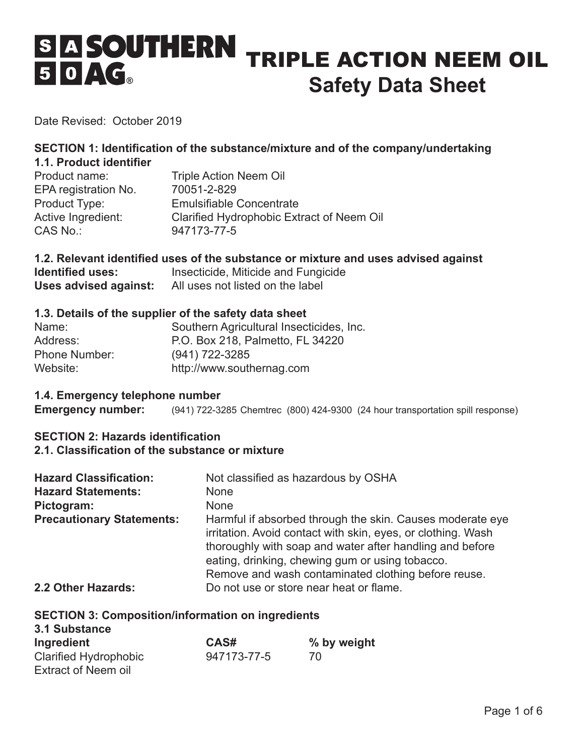# SOUTHERN AG® TRIPLE ACTION NEEM OIL

# Safety Data Sheet

Date Revised: October 2019

## SECTION 1: Identification of the substance/mixture and of the company/undertaking

### 1.1. Product identifier

| | |
|---|---|
| Product name: | Triple Action Neem Oil |
| EPA registration No. | 70051-2-829 |
| Product Type: | Emulsifiable Concentrate |
| Active Ingredient: | Clarified Hydrophobic Extract of Neem Oil |
| CAS No.: | 947173-77-5 |

### 1.2. Relevant identified uses of the substance or mixture and uses advised against

**Identified uses:** Insecticide, Miticide and Fungicide

**Uses advised against:** All uses not listed on the label

### 1.3. Details of the supplier of the safety data sheet

| | |
|---|---|
| Name: | Southern Agricultural Insecticides, Inc. |
| Address: | P.O. Box 218, Palmetto, FL 34220 |
| Phone Number: | (941) 722-3285 |
| Website: | http://www.southernag.com |

### 1.4. Emergency telephone number

**Emergency number:** (941) 722-3285 Chemtrec (800) 424-9300 (24 hour transportation spill response)

## SECTION 2: Hazards identification

### 2.1. Classification of the substance or mixture

**Hazard Classification:** Not classified as hazardous by OSHA

**Hazard Statements:** None

**Pictogram:** None

**Precautionary Statements:** Harmful if absorbed through the skin. Causes moderate eye irritation. Avoid contact with skin, eyes, or clothing. Wash thoroughly with soap and water after handling and before eating, drinking, chewing gum or using tobacco. Remove and wash contaminated clothing before reuse.

**2.2 Other Hazards:** Do not use or store near heat or flame.

## SECTION 3: Composition/information on ingredients

### 3.1 Substance

| Ingredient | CAS# | % by weight |
|---|---|---|
| Clarified Hydrophobic Extract of Neem oil | 947173-77-5 | 70 |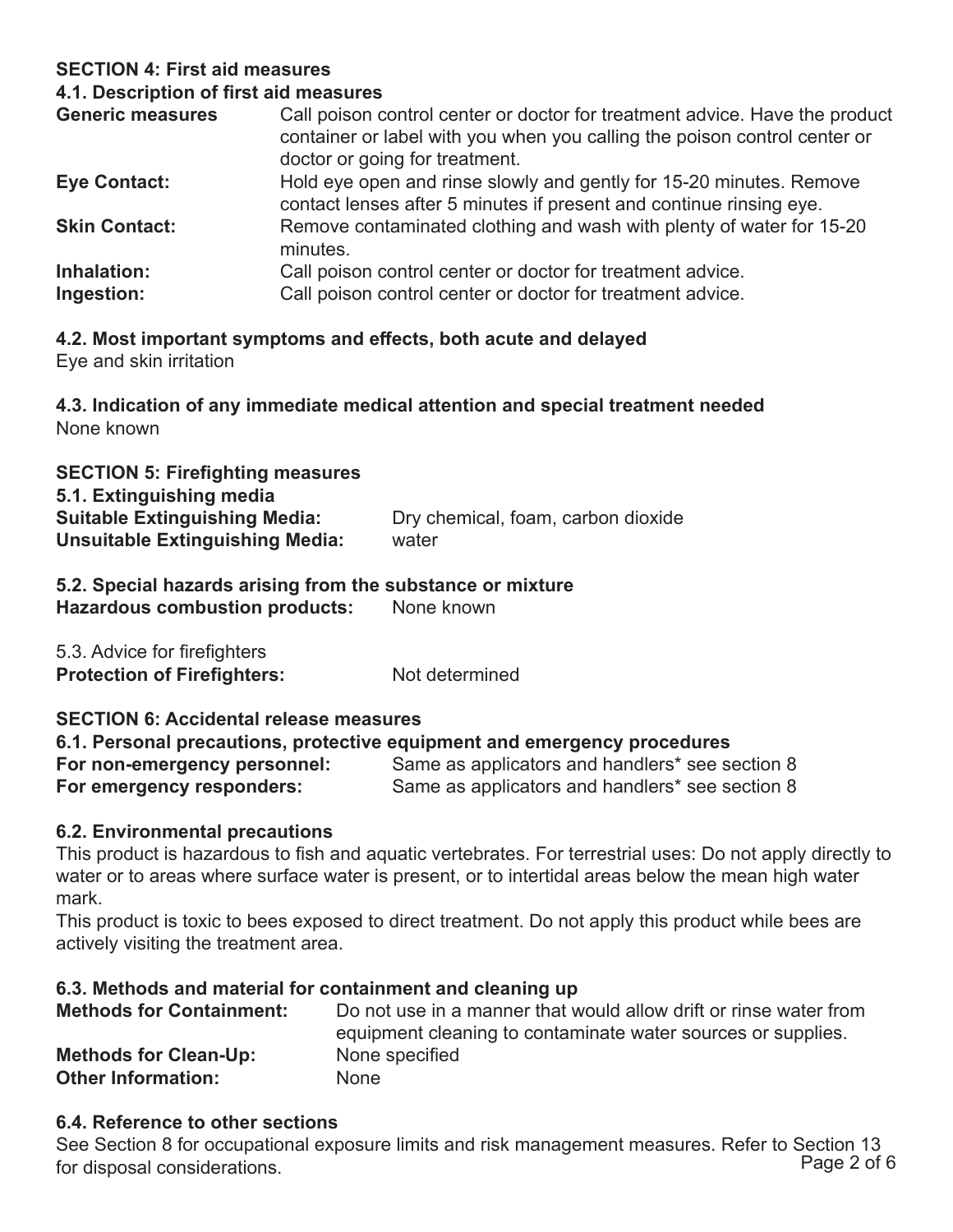## SECTION 4: First aid measures

### 4.1. Description of first aid measures

**Generic measures** Call poison control center or doctor for treatment advice. Have the product container or label with you when you calling the poison control center or doctor or going for treatment.

**Eye Contact:** Hold eye open and rinse slowly and gently for 15-20 minutes. Remove contact lenses after 5 minutes if present and continue rinsing eye.

**Skin Contact:** Remove contaminated clothing and wash with plenty of water for 15-20 minutes.

**Inhalation:** Call poison control center or doctor for treatment advice.

**Ingestion:** Call poison control center or doctor for treatment advice.

### 4.2. Most important symptoms and effects, both acute and delayed

Eye and skin irritation

### 4.3. Indication of any immediate medical attention and special treatment needed

None known

## SECTION 5: Firefighting measures

### 5.1. Extinguishing media

**Suitable Extinguishing Media:** Dry chemical, foam, carbon dioxide

**Unsuitable Extinguishing Media:** water

### 5.2. Special hazards arising from the substance or mixture

**Hazardous combustion products:** None known

5.3. Advice for firefighters

**Protection of Firefighters:** Not determined

## SECTION 6: Accidental release measures

### 6.1. Personal precautions, protective equipment and emergency procedures

**For non-emergency personnel:** Same as applicators and handlers* see section 8

**For emergency responders:** Same as applicators and handlers* see section 8

### 6.2. Environmental precautions

This product is hazardous to fish and aquatic vertebrates. For terrestrial uses: Do not apply directly to water or to areas where surface water is present, or to intertidal areas below the mean high water mark.

This product is toxic to bees exposed to direct treatment. Do not apply this product while bees are actively visiting the treatment area.

### 6.3. Methods and material for containment and cleaning up

**Methods for Containment:** Do not use in a manner that would allow drift or rinse water from equipment cleaning to contaminate water sources or supplies.

**Methods for Clean-Up:** None specified

**Other Information:** None

### 6.4. Reference to other sections

See Section 8 for occupational exposure limits and risk management measures. Refer to Section 13 for disposal considerations.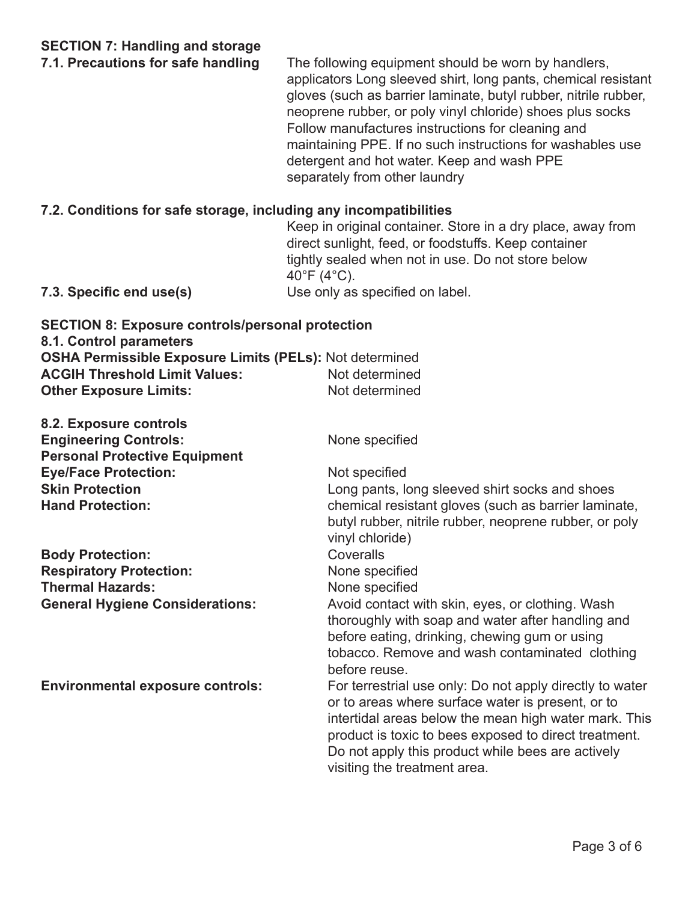## SECTION 7: Handling and storage

**7.1. Precautions for safe handling**

The following equipment should be worn by handlers, applicators Long sleeved shirt, long pants, chemical resistant gloves (such as barrier laminate, butyl rubber, nitrile rubber, neoprene rubber, or poly vinyl chloride) shoes plus socks Follow manufactures instructions for cleaning and maintaining PPE. If no such instructions for washables use detergent and hot water. Keep and wash PPE separately from other laundry

**7.2. Conditions for safe storage, including any incompatibilities**

Keep in original container. Store in a dry place, away from direct sunlight, feed, or foodstuffs. Keep container tightly sealed when not in use. Do not store below 40°F (4°C).

**7.3. Specific end use(s)**

Use only as specified on label.

## SECTION 8: Exposure controls/personal protection

**8.1. Control parameters**

**OSHA Permissible Exposure Limits (PELs):** Not determined

**ACGIH Threshold Limit Values:** Not determined

**Other Exposure Limits:** Not determined

**8.2. Exposure controls**

**Engineering Controls:** None specified

**Personal Protective Equipment**

**Eye/Face Protection:** Not specified

**Skin Protection** Long pants, long sleeved shirt socks and shoes

**Hand Protection:** chemical resistant gloves (such as barrier laminate, butyl rubber, nitrile rubber, neoprene rubber, or poly vinyl chloride)

**Body Protection:** Coveralls

**Respiratory Protection:** None specified

**Thermal Hazards:** None specified

**General Hygiene Considerations:** Avoid contact with skin, eyes, or clothing. Wash thoroughly with soap and water after handling and before eating, drinking, chewing gum or using tobacco. Remove and wash contaminated clothing before reuse.

**Environmental exposure controls:** For terrestrial use only: Do not apply directly to water or to areas where surface water is present, or to intertidal areas below the mean high water mark. This product is toxic to bees exposed to direct treatment. Do not apply this product while bees are actively visiting the treatment area.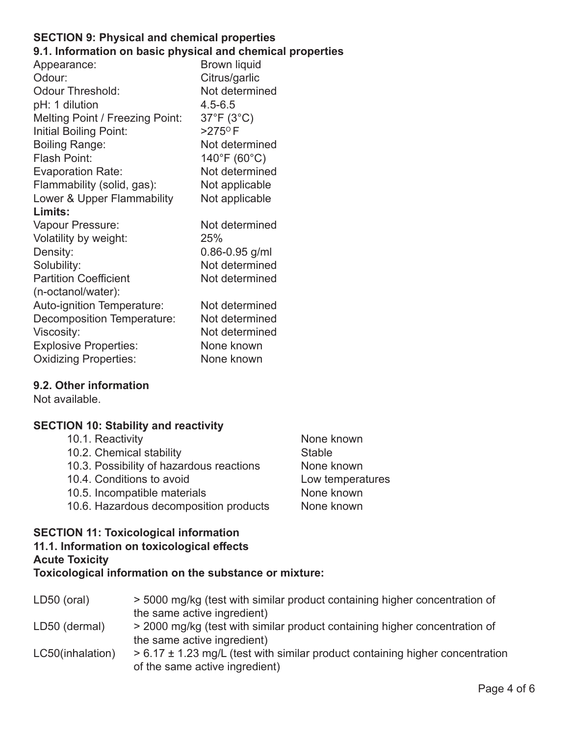## SECTION 9: Physical and chemical properties

### 9.1. Information on basic physical and chemical properties

| Property | Value |
|---|---|
| Appearance: | Brown liquid |
| Odour: | Citrus/garlic |
| Odour Threshold: | Not determined |
| pH: 1 dilution | 4.5-6.5 |
| Melting Point / Freezing Point: | 37°F (3°C) |
| Initial Boiling Point: | >275°F |
| Boiling Range: | Not determined |
| Flash Point: | 140°F (60°C) |
| Evaporation Rate: | Not determined |
| Flammability (solid, gas): | Not applicable |
| Lower & Upper Flammability **Limits:** | Not applicable |
| Vapour Pressure: | Not determined |
| Volatility by weight: | 25% |
| Density: | 0.86-0.95 g/ml |
| Solubility: | Not determined |
| Partition Coefficient (n-octanol/water): | Not determined |
| Auto-ignition Temperature: | Not determined |
| Decomposition Temperature: | Not determined |
| Viscosity: | Not determined |
| Explosive Properties: | None known |
| Oxidizing Properties: | None known |

### 9.2. Other information

Not available.

## SECTION 10: Stability and reactivity

| Item | Value |
|---|---|
| 10.1. Reactivity | None known |
| 10.2. Chemical stability | Stable |
| 10.3. Possibility of hazardous reactions | None known |
| 10.4. Conditions to avoid | Low temperatures |
| 10.5. Incompatible materials | None known |
| 10.6. Hazardous decomposition products | None known |

## SECTION 11: Toxicological information

### 11.1. Information on toxicological effects

**Acute Toxicity**

**Toxicological information on the substance or mixture:**

| Test | Result |
|---|---|
| LD50 (oral) | > 5000 mg/kg (test with similar product containing higher concentration of the same active ingredient) |
| LD50 (dermal) | > 2000 mg/kg (test with similar product containing higher concentration of the same active ingredient) |
| LC50(inhalation) | > 6.17 ± 1.23 mg/L (test with similar product containing higher concentration of the same active ingredient) |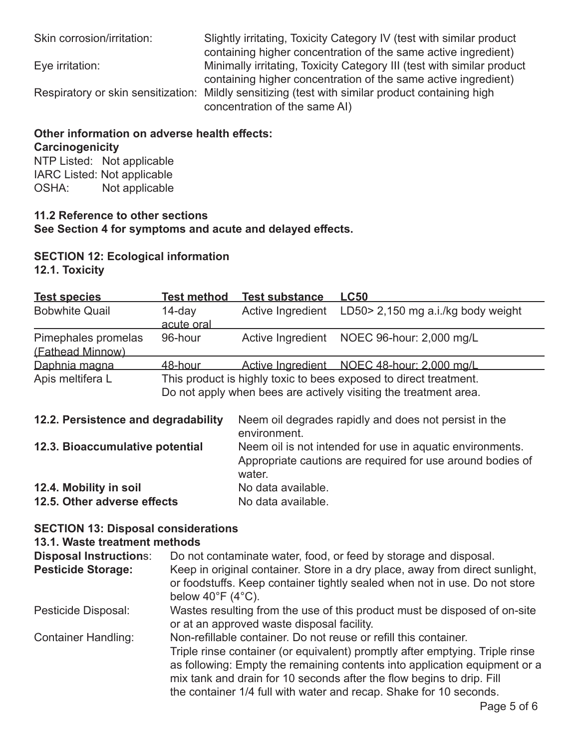| | |
|---|---|
| Skin corrosion/irritation: | Slightly irritating, Toxicity Category IV (test with similar product containing higher concentration of the same active ingredient) |
| Eye irritation: | Minimally irritating, Toxicity Category III (test with similar product containing higher concentration of the same active ingredient) |
| Respiratory or skin sensitization: | Mildly sensitizing (test with similar product containing high concentration of the same AI) |

**Other information on adverse health effects:**

**Carcinogenicity**

NTP Listed: Not applicable
IARC Listed: Not applicable
OSHA: Not applicable

**11.2 Reference to other sections**
**See Section 4 for symptoms and acute and delayed effects.**

## SECTION 12: Ecological information

### 12.1. Toxicity

| Test species | Test method | Test substance | LC50 |
|---|---|---|---|
| Bobwhite Quail | 14-day acute oral | Active Ingredient | LD50> 2,150 mg a.i./kg body weight |
| Pimephales promelas (Fathead Minnow) | 96-hour | Active Ingredient | NOEC 96-hour: 2,000 mg/L |
| Daphnia magna | 48-hour | Active Ingredient | NOEC 48-hour: 2,000 mg/L |
| Apis meltifera L | This product is highly toxic to bees exposed to direct treatment. Do not apply when bees are actively visiting the treatment area. | | |

| | |
|---|---|
| **12.2. Persistence and degradability** | Neem oil degrades rapidly and does not persist in the environment. |
| **12.3. Bioaccumulative potential** | Neem oil is not intended for use in aquatic environments. Appropriate cautions are required for use around bodies of water. |
| **12.4. Mobility in soil** | No data available. |
| **12.5. Other adverse effects** | No data available. |

## SECTION 13: Disposal considerations

### 13.1. Waste treatment methods

| | |
|---|---|
| **Disposal Instructions**: | Do not contaminate water, food, or feed by storage and disposal. |
| **Pesticide Storage:** | Keep in original container. Store in a dry place, away from direct sunlight, or foodstuffs. Keep container tightly sealed when not in use. Do not store below 40°F (4°C). |
| Pesticide Disposal: | Wastes resulting from the use of this product must be disposed of on-site or at an approved waste disposal facility. |
| Container Handling: | Non-refillable container. Do not reuse or refill this container. Triple rinse container (or equivalent) promptly after emptying. Triple rinse as following: Empty the remaining contents into application equipment or a mix tank and drain for 10 seconds after the flow begins to drip. Fill the container 1/4 full with water and recap. Shake for 10 seconds. |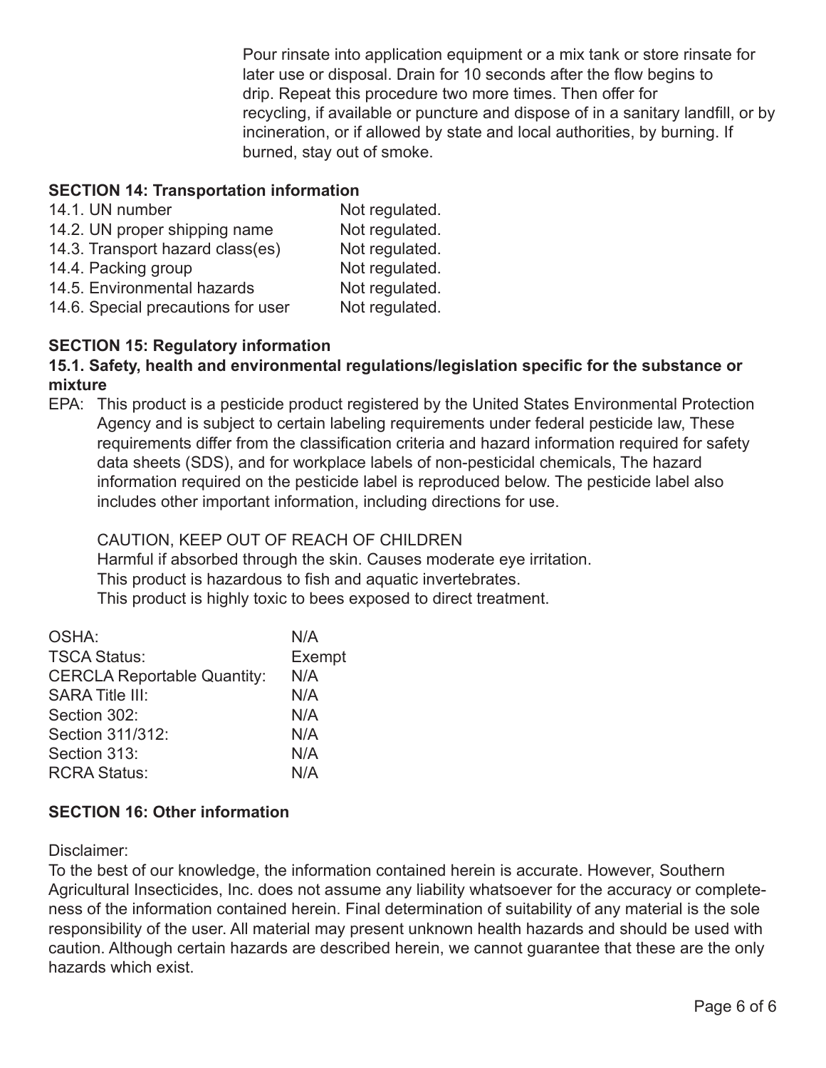Pour rinsate into application equipment or a mix tank or store rinsate for later use or disposal. Drain for 10 seconds after the flow begins to drip. Repeat this procedure two more times. Then offer for recycling, if available or puncture and dispose of in a sanitary landfill, or by incineration, or if allowed by state and local authorities, by burning. If burned, stay out of smoke.

## SECTION 14: Transportation information

| | |
|---|---|
| 14.1. UN number | Not regulated. |
| 14.2. UN proper shipping name | Not regulated. |
| 14.3. Transport hazard class(es) | Not regulated. |
| 14.4. Packing group | Not regulated. |
| 14.5. Environmental hazards | Not regulated. |
| 14.6. Special precautions for user | Not regulated. |

## SECTION 15: Regulatory information

### 15.1. Safety, health and environmental regulations/legislation specific for the substance or mixture

EPA: This product is a pesticide product registered by the United States Environmental Protection Agency and is subject to certain labeling requirements under federal pesticide law, These requirements differ from the classification criteria and hazard information required for safety data sheets (SDS), and for workplace labels of non-pesticidal chemicals, The hazard information required on the pesticide label is reproduced below. The pesticide label also includes other important information, including directions for use.

CAUTION, KEEP OUT OF REACH OF CHILDREN
Harmful if absorbed through the skin. Causes moderate eye irritation.
This product is hazardous to fish and aquatic invertebrates.
This product is highly toxic to bees exposed to direct treatment.

| | |
|---|---|
| OSHA: | N/A |
| TSCA Status: | Exempt |
| CERCLA Reportable Quantity: | N/A |
| SARA Title III: | N/A |
| Section 302: | N/A |
| Section 311/312: | N/A |
| Section 313: | N/A |
| RCRA Status: | N/A |

## SECTION 16: Other information

Disclaimer:

To the best of our knowledge, the information contained herein is accurate. However, Southern Agricultural Insecticides, Inc. does not assume any liability whatsoever for the accuracy or completeness of the information contained herein. Final determination of suitability of any material is the sole responsibility of the user. All material may present unknown health hazards and should be used with caution. Although certain hazards are described herein, we cannot guarantee that these are the only hazards which exist.